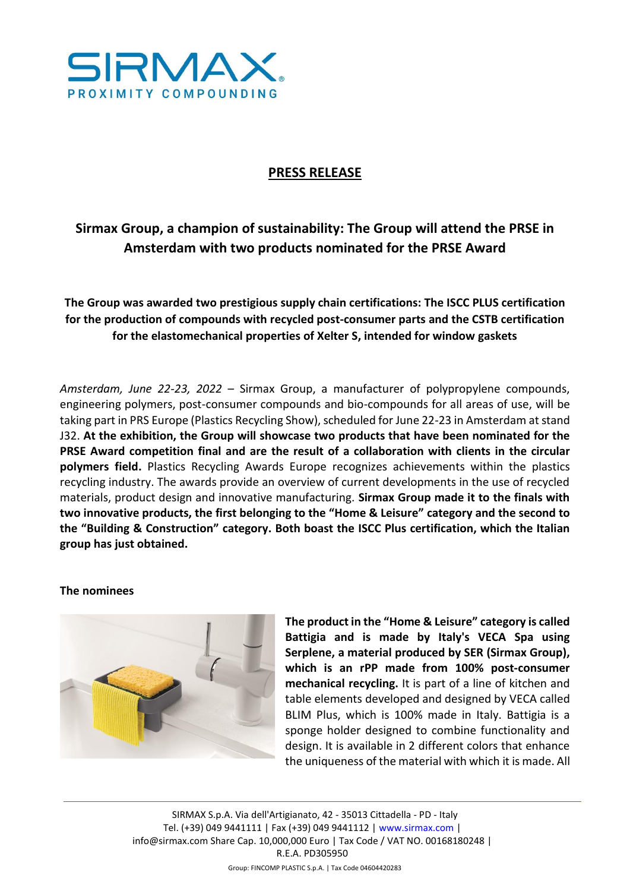# PRESS RELEASE

## Sirmax Group, a champion of sustainability: The Group will attend the PRSE in Amsterdam with two products nominated for the PRSE Award

**The Group was awarded two prestigious supply chain certifications: The ISCC PLUS certification for the production of compounds with recycled post-consumer parts and the CSTB certification for the elastomechanical properties of Xelter S, intended for window gaskets**

*Amsterdam, June 22-23, 2022* – Sirmax Group, a manufacturer of polypropylene compounds, engineering polymers, post-consumer compounds and bio-compounds for all areas of use, will be taking part in PRS Europe (Plastics Recycling Show), scheduled for June 22-23 in Amsterdam at stand J32. **At the exhibition, the Group will showcase two products that have been nominated for the PRSE Award competition final and are the result of a collaboration with clients in the circular polymers field.** Plastics Recycling Awards Europe recognizes achievements within the plastics recycling industry. The awards provide an overview of current developments in the use of recycled materials, product design and innovative manufacturing. **Sirmax Group made it to the finals with two innovative products, the first belonging to the "Home & Leisure" category and the second to the "Building & Construction" category. Both boast the ISCC Plus certification, which the Italian group has just obtained.**

**The nominees**

**The product in the "Home & Leisure" category is called Battigia and is made by Italy's VECA Spa using Serplene, a material produced by SER (Sirmax Group), which is an rPP made from 100% post-consumer mechanical recycling.** It is part of a line of kitchen and table elements developed and designed by VECA called BLIM Plus, which is 100% made in Italy. Battigia is a sponge holder designed to combine functionality and design. It is available in 2 different colors that enhance the uniqueness of the material with which it is made. All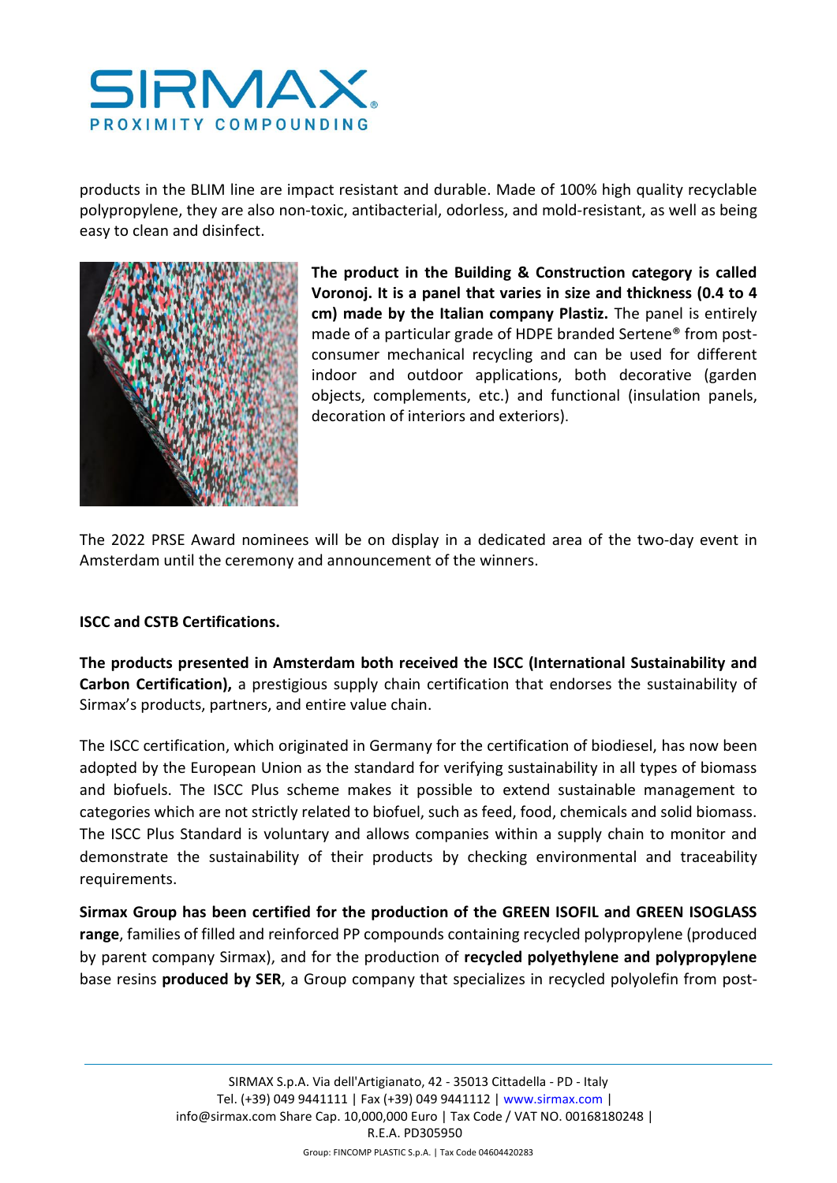products in the BLIM line are impact resistant and durable. Made of 100% high quality recyclable polypropylene, they are also non-toxic, antibacterial, odorless, and mold-resistant, as well as being easy to clean and disinfect.

**The product in the Building & Construction category is called Voronoj. It is a panel that varies in size and thickness (0.4 to 4 cm) made by the Italian company Plastiz.** The panel is entirely made of a particular grade of HDPE branded Sertene® from post-consumer mechanical recycling and can be used for different indoor and outdoor applications, both decorative (garden objects, complements, etc.) and functional (insulation panels, decoration of interiors and exteriors).

The 2022 PRSE Award nominees will be on display in a dedicated area of the two-day event in Amsterdam until the ceremony and announcement of the winners.

**ISCC and CSTB Certifications.**

**The products presented in Amsterdam both received the ISCC (International Sustainability and Carbon Certification),** a prestigious supply chain certification that endorses the sustainability of Sirmax's products, partners, and entire value chain.

The ISCC certification, which originated in Germany for the certification of biodiesel, has now been adopted by the European Union as the standard for verifying sustainability in all types of biomass and biofuels. The ISCC Plus scheme makes it possible to extend sustainable management to categories which are not strictly related to biofuel, such as feed, food, chemicals and solid biomass. The ISCC Plus Standard is voluntary and allows companies within a supply chain to monitor and demonstrate the sustainability of their products by checking environmental and traceability requirements.

**Sirmax Group has been certified for the production of the GREEN ISOFIL and GREEN ISOGLASS range**, families of filled and reinforced PP compounds containing recycled polypropylene (produced by parent company Sirmax), and for the production of **recycled polyethylene and polypropylene** base resins **produced by SER**, a Group company that specializes in recycled polyolefin from post-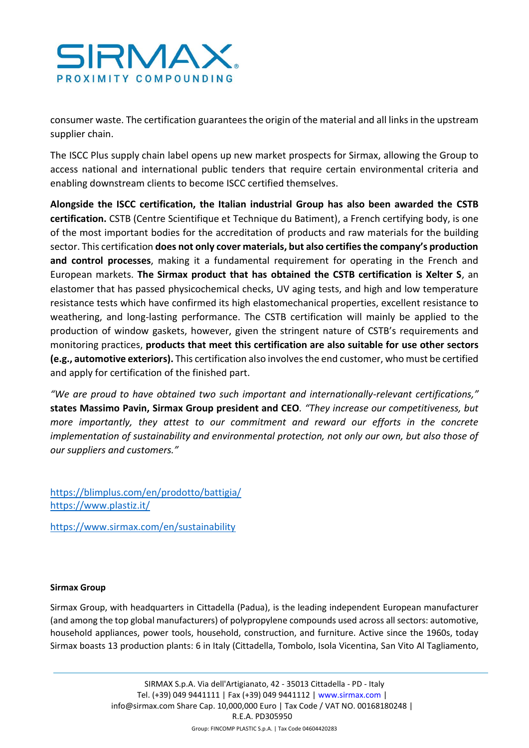consumer waste. The certification guarantees the origin of the material and all links in the upstream supplier chain.

The ISCC Plus supply chain label opens up new market prospects for Sirmax, allowing the Group to access national and international public tenders that require certain environmental criteria and enabling downstream clients to become ISCC certified themselves.

**Alongside the ISCC certification, the Italian industrial Group has also been awarded the CSTB certification.** CSTB (Centre Scientifique et Technique du Batiment), a French certifying body, is one of the most important bodies for the accreditation of products and raw materials for the building sector. This certification **does not only cover materials, but also certifies the company's production and control processes**, making it a fundamental requirement for operating in the French and European markets. **The Sirmax product that has obtained the CSTB certification is Xelter S**, an elastomer that has passed physicochemical checks, UV aging tests, and high and low temperature resistance tests which have confirmed its high elastomechanical properties, excellent resistance to weathering, and long-lasting performance. The CSTB certification will mainly be applied to the production of window gaskets, however, given the stringent nature of CSTB's requirements and monitoring practices, **products that meet this certification are also suitable for use other sectors (e.g., automotive exteriors).** This certification also involves the end customer, who must be certified and apply for certification of the finished part.

*"We are proud to have obtained two such important and internationally-relevant certifications,"* **states Massimo Pavin, Sirmax Group president and CEO**. *"They increase our competitiveness, but more importantly, they attest to our commitment and reward our efforts in the concrete implementation of sustainability and environmental protection, not only our own, but also those of our suppliers and customers."*

https://blimplus.com/en/prodotto/battigia/
https://www.plastiz.it/

https://www.sirmax.com/en/sustainability

**Sirmax Group**

Sirmax Group, with headquarters in Cittadella (Padua), is the leading independent European manufacturer (and among the top global manufacturers) of polypropylene compounds used across all sectors: automotive, household appliances, power tools, household, construction, and furniture. Active since the 1960s, today Sirmax boasts 13 production plants: 6 in Italy (Cittadella, Tombolo, Isola Vicentina, San Vito Al Tagliamento,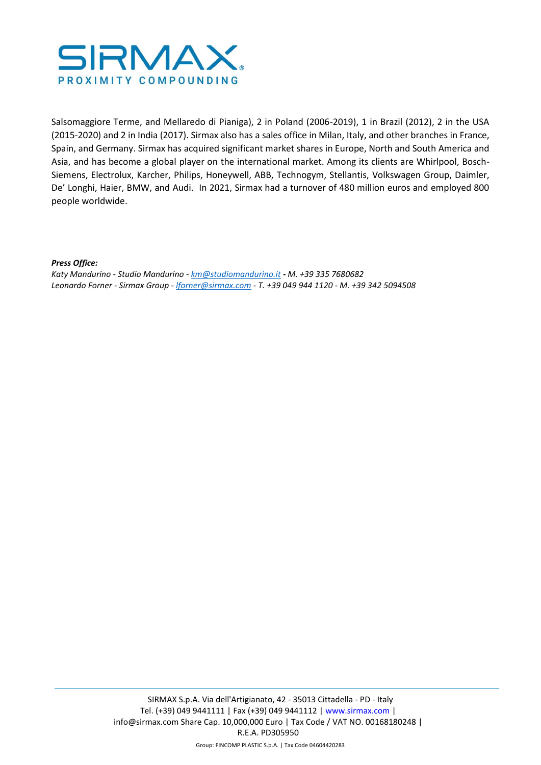Salsomaggiore Terme, and Mellaredo di Pianiga), 2 in Poland (2006-2019), 1 in Brazil (2012), 2 in the USA (2015-2020) and 2 in India (2017). Sirmax also has a sales office in Milan, Italy, and other branches in France, Spain, and Germany. Sirmax has acquired significant market shares in Europe, North and South America and Asia, and has become a global player on the international market. Among its clients are Whirlpool, Bosch-Siemens, Electrolux, Karcher, Philips, Honeywell, ABB, Technogym, Stellantis, Volkswagen Group, Daimler, De' Longhi, Haier, BMW, and Audi. In 2021, Sirmax had a turnover of 480 million euros and employed 800 people worldwide.

***Press Office:***

*Katy Mandurino - Studio Mandurino - km@studiomandurino.it - M. +39 335 7680682*
*Leonardo Forner - Sirmax Group - lforner@sirmax.com - T. +39 049 944 1120 - M. +39 342 5094508*

SIRMAX S.p.A. Via dell'Artigianato, 42 - 35013 Cittadella - PD - Italy
Tel. (+39) 049 9441111 | Fax (+39) 049 9441112 | www.sirmax.com |
info@sirmax.com Share Cap. 10,000,000 Euro | Tax Code / VAT NO. 00168180248 |
R.E.A. PD305950

Group: FINCOMP PLASTIC S.p.A. | Tax Code 04604420283